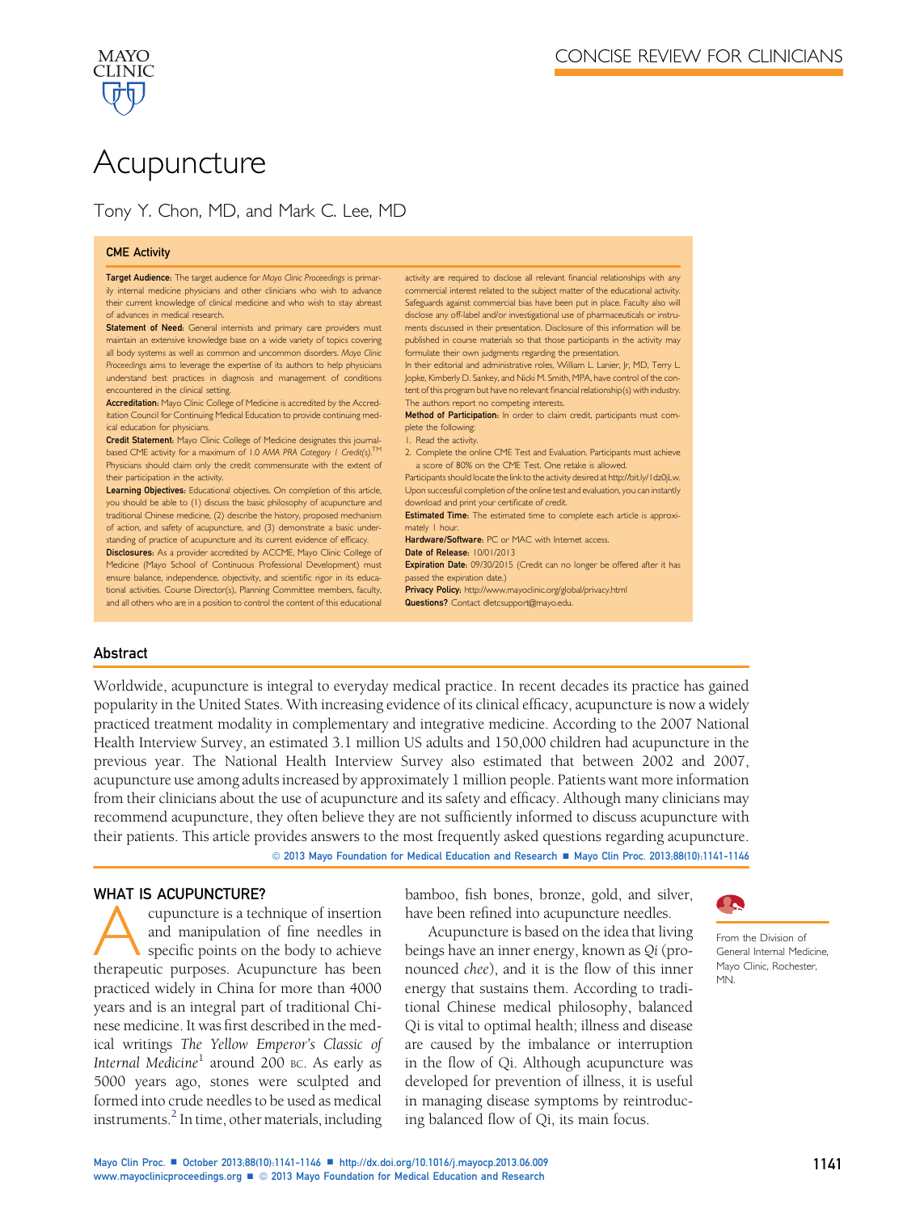CONCISE REVIEW FOR CLINICIANS

# Acupuncture

Tony Y. Chon, MD, and Mark C. Lee, MD

## CME Activity

**Target Audience:** The target audience for *Mayo Clinic Proceedings* is primarily internal medicine physicians and other clinicians who wish to advance their current knowledge of clinical medicine and who wish to stay abreast of advances in medical research.

**Statement of Need:** General internists and primary care providers must maintain an extensive knowledge base on a wide variety of topics covering all body systems as well as common and uncommon disorders. *Mayo Clinic Proceedings* aims to leverage the expertise of its authors to help physicians understand best practices in diagnosis and management of conditions encountered in the clinical setting.

**Accreditation:** Mayo Clinic College of Medicine is accredited by the Accreditation Council for Continuing Medical Education to provide continuing medical education for physicians.

**Credit Statement:** Mayo Clinic College of Medicine designates this journal-based CME activity for a maximum of 1.0 *AMA PRA Category 1 Credit(s)*.™ Physicians should claim only the credit commensurate with the extent of their participation in the activity.

**Learning Objectives:** Educational objectives. On completion of this article, you should be able to (1) discuss the basic philosophy of acupuncture and traditional Chinese medicine, (2) describe the history, proposed mechanism of action, and safety of acupuncture, and (3) demonstrate a basic understanding of practice of acupuncture and its current evidence of efficacy.

**Disclosures:** As a provider accredited by ACCME, Mayo Clinic College of Medicine (Mayo School of Continuous Professional Development) must ensure balance, independence, objectivity, and scientific rigor in its educational activities. Course Director(s), Planning Committee members, faculty, and all others who are in a position to control the content of this educational activity are required to disclose all relevant financial relationships with any commercial interest related to the subject matter of the educational activity. Safeguards against commercial bias have been put in place. Faculty also will disclose any off-label and/or investigational use of pharmaceuticals or instruments discussed in their presentation. Disclosure of this information will be published in course materials so that those participants in the activity may formulate their own judgments regarding the presentation.

In their editorial and administrative roles, William L. Lanier, Jr, MD, Terry L. Jopke, Kimberly D. Sankey, and Nicki M. Smith, MPA, have control of the content of this program but have no relevant financial relationship(s) with industry.

The authors report no competing interests.

**Method of Participation:** In order to claim credit, participants must complete the following:

1. Read the activity.
2. Complete the online CME Test and Evaluation. Participants must achieve a score of 80% on the CME Test. One retake is allowed.

Participants should locate the link to the activity desired at http://bit.ly/1dz0jLw. Upon successful completion of the online test and evaluation, you can instantly download and print your certificate of credit.

**Estimated Time:** The estimated time to complete each article is approximately 1 hour.

**Hardware/Software:** PC or MAC with Internet access.

**Date of Release:** 10/01/2013

**Expiration Date:** 09/30/2015 (Credit can no longer be offered after it has passed the expiration date.)

**Privacy Policy:** http://www.mayoclinic.org/global/privacy.html

**Questions?** Contact dletcsupport@mayo.edu.

## Abstract

Worldwide, acupuncture is integral to everyday medical practice. In recent decades its practice has gained popularity in the United States. With increasing evidence of its clinical efficacy, acupuncture is now a widely practiced treatment modality in complementary and integrative medicine. According to the 2007 National Health Interview Survey, an estimated 3.1 million US adults and 150,000 children had acupuncture in the previous year. The National Health Interview Survey also estimated that between 2002 and 2007, acupuncture use among adults increased by approximately 1 million people. Patients want more information from their clinicians about the use of acupuncture and its safety and efficacy. Although many clinicians may recommend acupuncture, they often believe they are not sufficiently informed to discuss acupuncture with their patients. This article provides answers to the most frequently asked questions regarding acupuncture.

© 2013 Mayo Foundation for Medical Education and Research ■ Mayo Clin Proc. 2013;88(10):1141-1146

From the Division of General Internal Medicine, Mayo Clinic, Rochester, MN.

## WHAT IS ACUPUNCTURE?

Acupuncture is a technique of insertion and manipulation of fine needles in specific points on the body to achieve therapeutic purposes. Acupuncture has been practiced widely in China for more than 4000 years and is an integral part of traditional Chinese medicine. It was first described in the medical writings *The Yellow Emperor's Classic of Internal Medicine*[1] around 200 BC. As early as 5000 years ago, stones were sculpted and formed into crude needles to be used as medical instruments.[2] In time, other materials, including bamboo, fish bones, bronze, gold, and silver, have been refined into acupuncture needles.

Acupuncture is based on the idea that living beings have an inner energy, known as *Qi* (pronounced *chee*), and it is the flow of this inner energy that sustains them. According to traditional Chinese medical philosophy, balanced Qi is vital to optimal health; illness and disease are caused by the imbalance or interruption in the flow of Qi. Although acupuncture was developed for prevention of illness, it is useful in managing disease symptoms by reintroducing balanced flow of Qi, its main focus.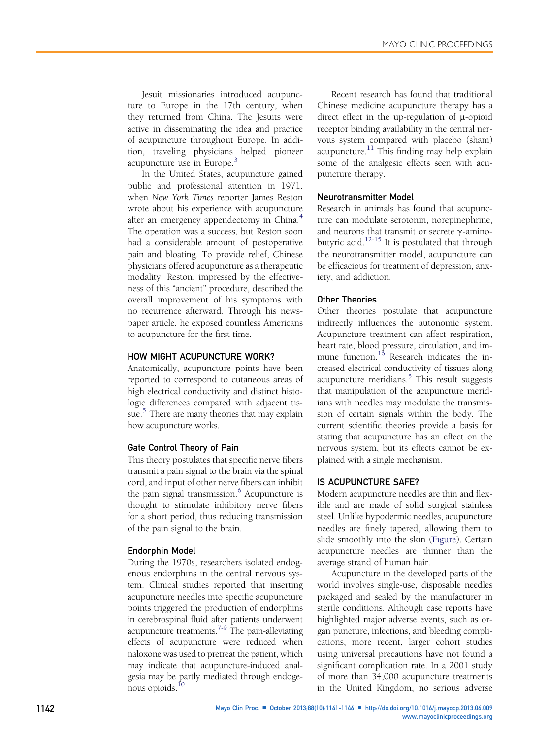Jesuit missionaries introduced acupuncture to Europe in the 17th century, when they returned from China. The Jesuits were active in disseminating the idea and practice of acupuncture throughout Europe. In addition, traveling physicians helped pioneer acupuncture use in Europe.[3]

In the United States, acupuncture gained public and professional attention in 1971, when *New York Times* reporter James Reston wrote about his experience with acupuncture after an emergency appendectomy in China.[4] The operation was a success, but Reston soon had a considerable amount of postoperative pain and bloating. To provide relief, Chinese physicians offered acupuncture as a therapeutic modality. Reston, impressed by the effectiveness of this "ancient" procedure, described the overall improvement of his symptoms with no recurrence afterward. Through his newspaper article, he exposed countless Americans to acupuncture for the first time.

## HOW MIGHT ACUPUNCTURE WORK?

Anatomically, acupuncture points have been reported to correspond to cutaneous areas of high electrical conductivity and distinct histologic differences compared with adjacent tissue.[5] There are many theories that may explain how acupuncture works.

### Gate Control Theory of Pain

This theory postulates that specific nerve fibers transmit a pain signal to the brain via the spinal cord, and input of other nerve fibers can inhibit the pain signal transmission.[6] Acupuncture is thought to stimulate inhibitory nerve fibers for a short period, thus reducing transmission of the pain signal to the brain.

### Endorphin Model

During the 1970s, researchers isolated endogenous endorphins in the central nervous system. Clinical studies reported that inserting acupuncture needles into specific acupuncture points triggered the production of endorphins in cerebrospinal fluid after patients underwent acupuncture treatments.[7-9] The pain-alleviating effects of acupuncture were reduced when naloxone was used to pretreat the patient, which may indicate that acupuncture-induced analgesia may be partly mediated through endogenous opioids.[10]

Recent research has found that traditional Chinese medicine acupuncture therapy has a direct effect in the up-regulation of μ-opioid receptor binding availability in the central nervous system compared with placebo (sham) acupuncture.[11] This finding may help explain some of the analgesic effects seen with acupuncture therapy.

### Neurotransmitter Model

Research in animals has found that acupuncture can modulate serotonin, norepinephrine, and neurons that transmit or secrete γ-aminobutyric acid.[12-15] It is postulated that through the neurotransmitter model, acupuncture can be efficacious for treatment of depression, anxiety, and addiction.

### Other Theories

Other theories postulate that acupuncture indirectly influences the autonomic system. Acupuncture treatment can affect respiration, heart rate, blood pressure, circulation, and immune function.[16] Research indicates the increased electrical conductivity of tissues along acupuncture meridians.[5] This result suggests that manipulation of the acupuncture meridians with needles may modulate the transmission of certain signals within the body. The current scientific theories provide a basis for stating that acupuncture has an effect on the nervous system, but its effects cannot be explained with a single mechanism.

## IS ACUPUNCTURE SAFE?

Modern acupuncture needles are thin and flexible and are made of solid surgical stainless steel. Unlike hypodermic needles, acupuncture needles are finely tapered, allowing them to slide smoothly into the skin (Figure). Certain acupuncture needles are thinner than the average strand of human hair.

Acupuncture in the developed parts of the world involves single-use, disposable needles packaged and sealed by the manufacturer in sterile conditions. Although case reports have highlighted major adverse events, such as organ puncture, infections, and bleeding complications, more recent, larger cohort studies using universal precautions have not found a significant complication rate. In a 2001 study of more than 34,000 acupuncture treatments in the United Kingdom, no serious adverse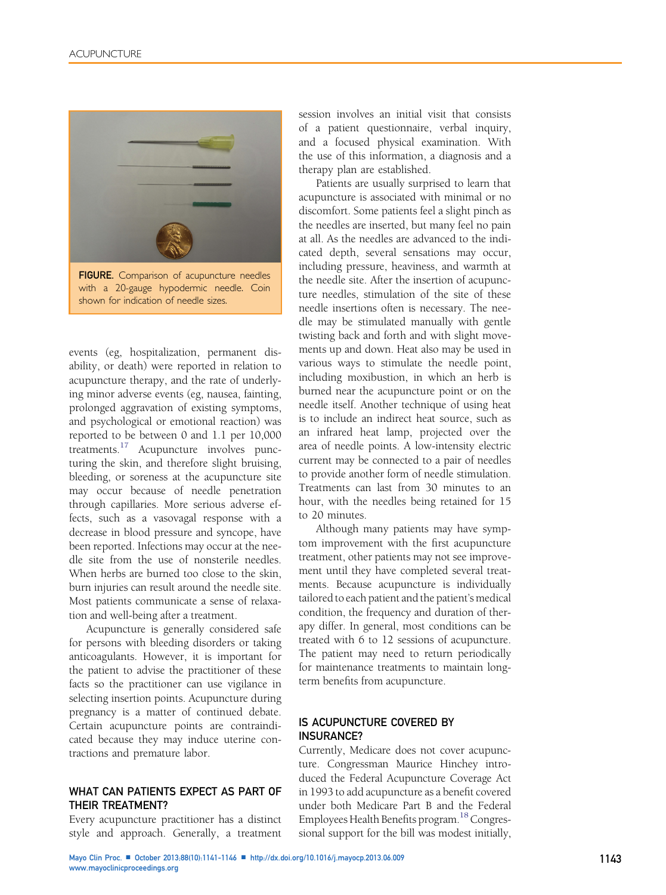FIGURE. Comparison of acupuncture needles with a 20-gauge hypodermic needle. Coin shown for indication of needle sizes.

events (eg, hospitalization, permanent disability, or death) were reported in relation to acupuncture therapy, and the rate of underlying minor adverse events (eg, nausea, fainting, prolonged aggravation of existing symptoms, and psychological or emotional reaction) was reported to be between 0 and 1.1 per 10,000 treatments.[17] Acupuncture involves puncturing the skin, and therefore slight bruising, bleeding, or soreness at the acupuncture site may occur because of needle penetration through capillaries. More serious adverse effects, such as a vasovagal response with a decrease in blood pressure and syncope, have been reported. Infections may occur at the needle site from the use of nonsterile needles. When herbs are burned too close to the skin, burn injuries can result around the needle site. Most patients communicate a sense of relaxation and well-being after a treatment.

Acupuncture is generally considered safe for persons with bleeding disorders or taking anticoagulants. However, it is important for the patient to advise the practitioner of these facts so the practitioner can use vigilance in selecting insertion points. Acupuncture during pregnancy is a matter of continued debate. Certain acupuncture points are contraindicated because they may induce uterine contractions and premature labor.

## WHAT CAN PATIENTS EXPECT AS PART OF THEIR TREATMENT?

Every acupuncture practitioner has a distinct style and approach. Generally, a treatment session involves an initial visit that consists of a patient questionnaire, verbal inquiry, and a focused physical examination. With the use of this information, a diagnosis and a therapy plan are established.

Patients are usually surprised to learn that acupuncture is associated with minimal or no discomfort. Some patients feel a slight pinch as the needles are inserted, but many feel no pain at all. As the needles are advanced to the indicated depth, several sensations may occur, including pressure, heaviness, and warmth at the needle site. After the insertion of acupuncture needles, stimulation of the site of these needle insertions often is necessary. The needle may be stimulated manually with gentle twisting back and forth and with slight movements up and down. Heat also may be used in various ways to stimulate the needle point, including moxibustion, in which an herb is burned near the acupuncture point or on the needle itself. Another technique of using heat is to include an indirect heat source, such as an infrared heat lamp, projected over the area of needle points. A low-intensity electric current may be connected to a pair of needles to provide another form of needle stimulation. Treatments can last from 30 minutes to an hour, with the needles being retained for 15 to 20 minutes.

Although many patients may have symptom improvement with the first acupuncture treatment, other patients may not see improvement until they have completed several treatments. Because acupuncture is individually tailored to each patient and the patient's medical condition, the frequency and duration of therapy differ. In general, most conditions can be treated with 6 to 12 sessions of acupuncture. The patient may need to return periodically for maintenance treatments to maintain long-term benefits from acupuncture.

## IS ACUPUNCTURE COVERED BY INSURANCE?

Currently, Medicare does not cover acupuncture. Congressman Maurice Hinchey introduced the Federal Acupuncture Coverage Act in 1993 to add acupuncture as a benefit covered under both Medicare Part B and the Federal Employees Health Benefits program.[18] Congressional support for the bill was modest initially,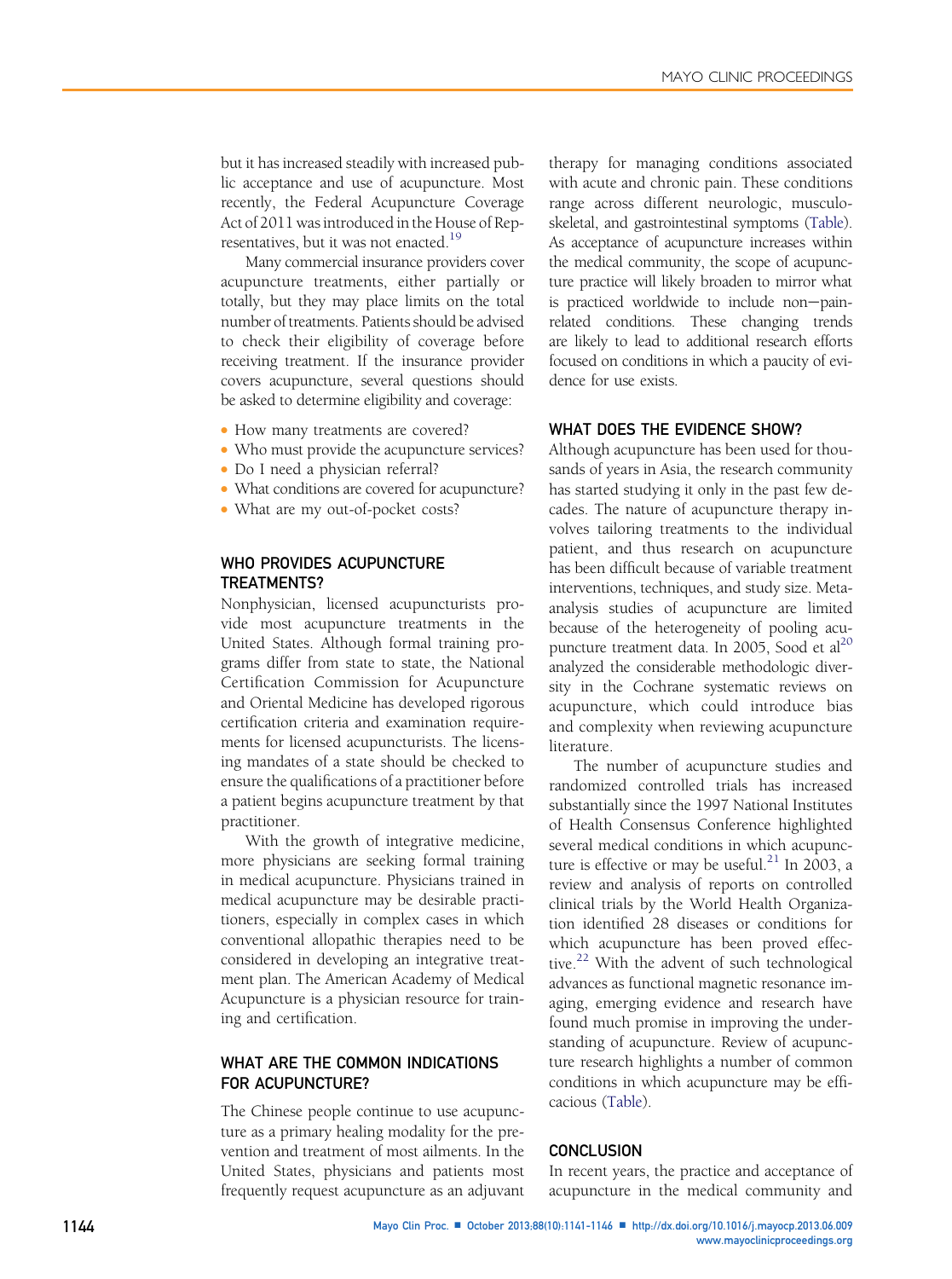but it has increased steadily with increased public acceptance and use of acupuncture. Most recently, the Federal Acupuncture Coverage Act of 2011 was introduced in the House of Representatives, but it was not enacted.[19]

Many commercial insurance providers cover acupuncture treatments, either partially or totally, but they may place limits on the total number of treatments. Patients should be advised to check their eligibility of coverage before receiving treatment. If the insurance provider covers acupuncture, several questions should be asked to determine eligibility and coverage:

- How many treatments are covered?
- Who must provide the acupuncture services?
- Do I need a physician referral?
- What conditions are covered for acupuncture?
- What are my out-of-pocket costs?

## WHO PROVIDES ACUPUNCTURE TREATMENTS?

Nonphysician, licensed acupuncturists provide most acupuncture treatments in the United States. Although formal training programs differ from state to state, the National Certification Commission for Acupuncture and Oriental Medicine has developed rigorous certification criteria and examination requirements for licensed acupuncturists. The licensing mandates of a state should be checked to ensure the qualifications of a practitioner before a patient begins acupuncture treatment by that practitioner.

With the growth of integrative medicine, more physicians are seeking formal training in medical acupuncture. Physicians trained in medical acupuncture may be desirable practitioners, especially in complex cases in which conventional allopathic therapies need to be considered in developing an integrative treatment plan. The American Academy of Medical Acupuncture is a physician resource for training and certification.

## WHAT ARE THE COMMON INDICATIONS FOR ACUPUNCTURE?

The Chinese people continue to use acupuncture as a primary healing modality for the prevention and treatment of most ailments. In the United States, physicians and patients most frequently request acupuncture as an adjuvant therapy for managing conditions associated with acute and chronic pain. These conditions range across different neurologic, musculoskeletal, and gastrointestinal symptoms (Table). As acceptance of acupuncture increases within the medical community, the scope of acupuncture practice will likely broaden to mirror what is practiced worldwide to include non–pain-related conditions. These changing trends are likely to lead to additional research efforts focused on conditions in which a paucity of evidence for use exists.

## WHAT DOES THE EVIDENCE SHOW?

Although acupuncture has been used for thousands of years in Asia, the research community has started studying it only in the past few decades. The nature of acupuncture therapy involves tailoring treatments to the individual patient, and thus research on acupuncture has been difficult because of variable treatment interventions, techniques, and study size. Meta-analysis studies of acupuncture are limited because of the heterogeneity of pooling acupuncture treatment data. In 2005, Sood et al[20] analyzed the considerable methodologic diversity in the Cochrane systematic reviews on acupuncture, which could introduce bias and complexity when reviewing acupuncture literature.

The number of acupuncture studies and randomized controlled trials has increased substantially since the 1997 National Institutes of Health Consensus Conference highlighted several medical conditions in which acupuncture is effective or may be useful.[21] In 2003, a review and analysis of reports on controlled clinical trials by the World Health Organization identified 28 diseases or conditions for which acupuncture has been proved effective.[22] With the advent of such technological advances as functional magnetic resonance imaging, emerging evidence and research have found much promise in improving the understanding of acupuncture. Review of acupuncture research highlights a number of common conditions in which acupuncture may be efficacious (Table).

## CONCLUSION

In recent years, the practice and acceptance of acupuncture in the medical community and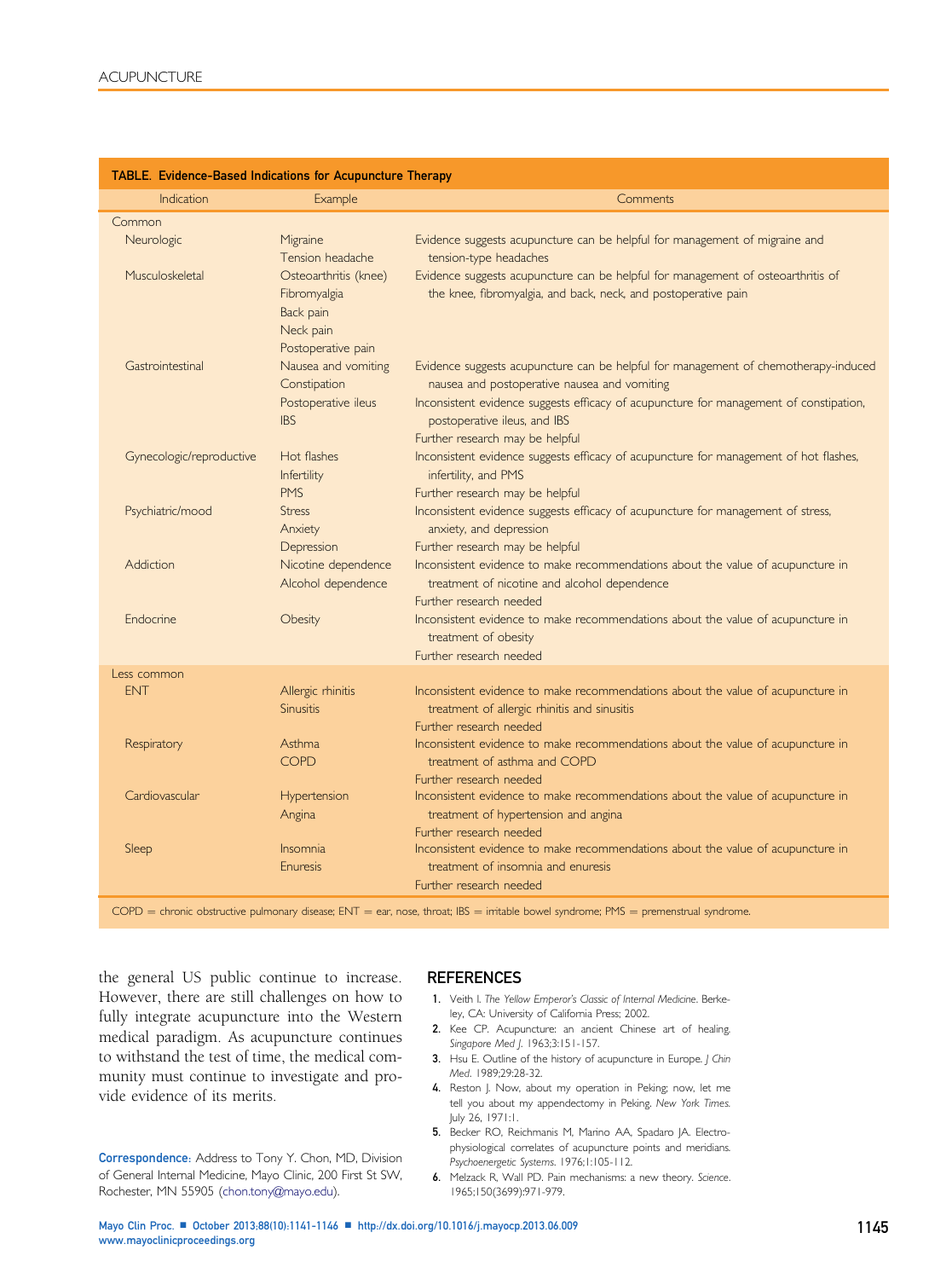**TABLE. Evidence-Based Indications for Acupuncture Therapy**

| Indication | Example | Comments |
|---|---|---|
| **Common** | | |
| Neurologic | Migraine<br>Tension headache | Evidence suggests acupuncture can be helpful for management of migraine and tension-type headaches |
| Musculoskeletal | Osteoarthritis (knee)<br>Fibromyalgia<br>Back pain<br>Neck pain<br>Postoperative pain | Evidence suggests acupuncture can be helpful for management of osteoarthritis of the knee, fibromyalgia, and back, neck, and postoperative pain |
| Gastrointestinal | Nausea and vomiting<br>Constipation<br>Postoperative ileus<br>IBS | Evidence suggests acupuncture can be helpful for management of chemotherapy-induced nausea and postoperative nausea and vomiting<br>Inconsistent evidence suggests efficacy of acupuncture for management of constipation, postoperative ileus, and IBS<br>Further research may be helpful |
| Gynecologic/reproductive | Hot flashes<br>Infertility<br>PMS | Inconsistent evidence suggests efficacy of acupuncture for management of hot flashes, infertility, and PMS<br>Further research may be helpful |
| Psychiatric/mood | Stress<br>Anxiety<br>Depression | Inconsistent evidence suggests efficacy of acupuncture for management of stress, anxiety, and depression<br>Further research may be helpful |
| Addiction | Nicotine dependence<br>Alcohol dependence | Inconsistent evidence to make recommendations about the value of acupuncture in treatment of nicotine and alcohol dependence<br>Further research needed |
| Endocrine | Obesity | Inconsistent evidence to make recommendations about the value of acupuncture in treatment of obesity<br>Further research needed |
| **Less common** | | |
| ENT | Allergic rhinitis<br>Sinusitis | Inconsistent evidence to make recommendations about the value of acupuncture in treatment of allergic rhinitis and sinusitis<br>Further research needed |
| Respiratory | Asthma<br>COPD | Inconsistent evidence to make recommendations about the value of acupuncture in treatment of asthma and COPD<br>Further research needed |
| Cardiovascular | Hypertension<br>Angina | Inconsistent evidence to make recommendations about the value of acupuncture in treatment of hypertension and angina<br>Further research needed |
| Sleep | Insomnia<br>Enuresis | Inconsistent evidence to make recommendations about the value of acupuncture in treatment of insomnia and enuresis<br>Further research needed |

COPD = chronic obstructive pulmonary disease; ENT = ear, nose, throat; IBS = irritable bowel syndrome; PMS = premenstrual syndrome.

the general US public continue to increase. However, there are still challenges on how to fully integrate acupuncture into the Western medical paradigm. As acupuncture continues to withstand the test of time, the medical community must continue to investigate and provide evidence of its merits.

**Correspondence:** Address to Tony Y. Chon, MD, Division of General Internal Medicine, Mayo Clinic, 200 First St SW, Rochester, MN 55905 (chon.tony@mayo.edu).

## REFERENCES

1. Veith I. *The Yellow Emperor's Classic of Internal Medicine*. Berkeley, CA: University of California Press; 2002.
2. Kee CP. Acupuncture: an ancient Chinese art of healing. *Singapore Med J*. 1963;3:151-157.
3. Hsu E. Outline of the history of acupuncture in Europe. *J Chin Med*. 1989;29:28-32.
4. Reston J. Now, about my operation in Peking; now, let me tell you about my appendectomy in Peking. *New York Times*. July 26, 1971:1.
5. Becker RO, Reichmanis M, Marino AA, Spadaro JA. Electrophysiological correlates of acupuncture points and meridians. *Psychoenergetic Systems*. 1976;1:105-112.
6. Melzack R, Wall PD. Pain mechanisms: a new theory. *Science*. 1965;150(3699):971-979.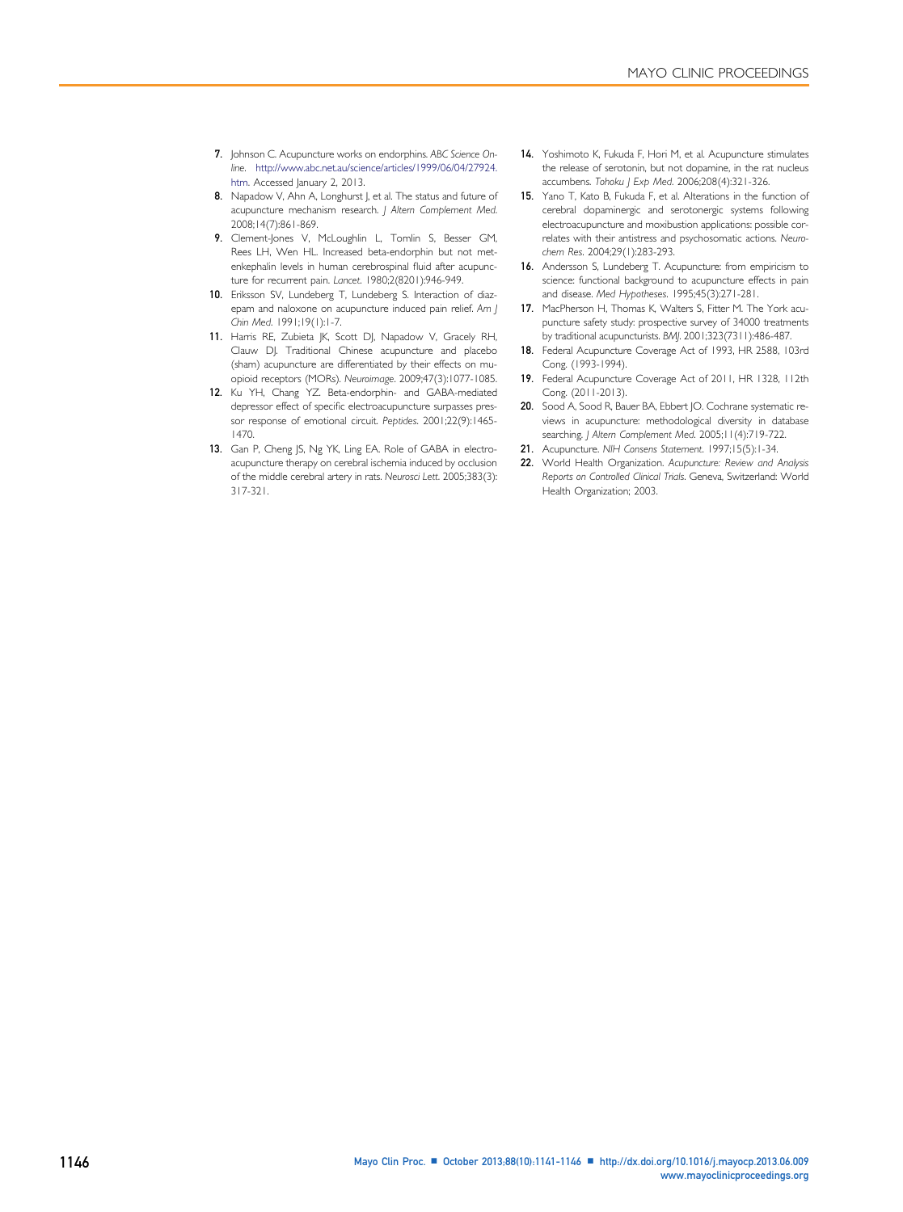7. Johnson C. Acupuncture works on endorphins. *ABC Science Online*. http://www.abc.net.au/science/articles/1999/06/04/27924.htm. Accessed January 2, 2013.
8. Napadow V, Ahn A, Longhurst J, et al. The status and future of acupuncture mechanism research. *J Altern Complement Med*. 2008;14(7):861-869.
9. Clement-Jones V, McLoughlin L, Tomlin S, Besser GM, Rees LH, Wen HL. Increased beta-endorphin but not met-enkephalin levels in human cerebrospinal fluid after acupuncture for recurrent pain. *Lancet*. 1980;2(8201):946-949.
10. Eriksson SV, Lundeberg T, Lundeberg S. Interaction of diazepam and naloxone on acupuncture induced pain relief. *Am J Chin Med*. 1991;19(1):1-7.
11. Harris RE, Zubieta JK, Scott DJ, Napadow V, Gracely RH, Clauw DJ. Traditional Chinese acupuncture and placebo (sham) acupuncture are differentiated by their effects on mu-opioid receptors (MORs). *Neuroimage*. 2009;47(3):1077-1085.
12. Ku YH, Chang YZ. Beta-endorphin- and GABA-mediated depressor effect of specific electroacupuncture surpasses pressor response of emotional circuit. *Peptides*. 2001;22(9):1465-1470.
13. Gan P, Cheng JS, Ng YK, Ling EA. Role of GABA in electro-acupuncture therapy on cerebral ischemia induced by occlusion of the middle cerebral artery in rats. *Neurosci Lett*. 2005;383(3):317-321.
14. Yoshimoto K, Fukuda F, Hori M, et al. Acupuncture stimulates the release of serotonin, but not dopamine, in the rat nucleus accumbens. *Tohoku J Exp Med*. 2006;208(4):321-326.
15. Yano T, Kato B, Fukuda F, et al. Alterations in the function of cerebral dopaminergic and serotonergic systems following electroacupuncture and moxibustion applications: possible correlates with their antistress and psychosomatic actions. *Neurochem Res*. 2004;29(1):283-293.
16. Andersson S, Lundeberg T. Acupuncture: from empiricism to science: functional background to acupuncture effects in pain and disease. *Med Hypotheses*. 1995;45(3):271-281.
17. MacPherson H, Thomas K, Walters S, Fitter M. The York acupuncture safety study: prospective survey of 34000 treatments by traditional acupuncturists. *BMJ*. 2001;323(7311):486-487.
18. Federal Acupuncture Coverage Act of 1993, HR 2588, 103rd Cong. (1993-1994).
19. Federal Acupuncture Coverage Act of 2011, HR 1328, 112th Cong. (2011-2013).
20. Sood A, Sood R, Bauer BA, Ebbert JO. Cochrane systematic reviews in acupuncture: methodological diversity in database searching. *J Altern Complement Med*. 2005;11(4):719-722.
21. Acupuncture. *NIH Consens Statement*. 1997;15(5):1-34.
22. World Health Organization. *Acupuncture: Review and Analysis Reports on Controlled Clinical Trials*. Geneva, Switzerland: World Health Organization; 2003.